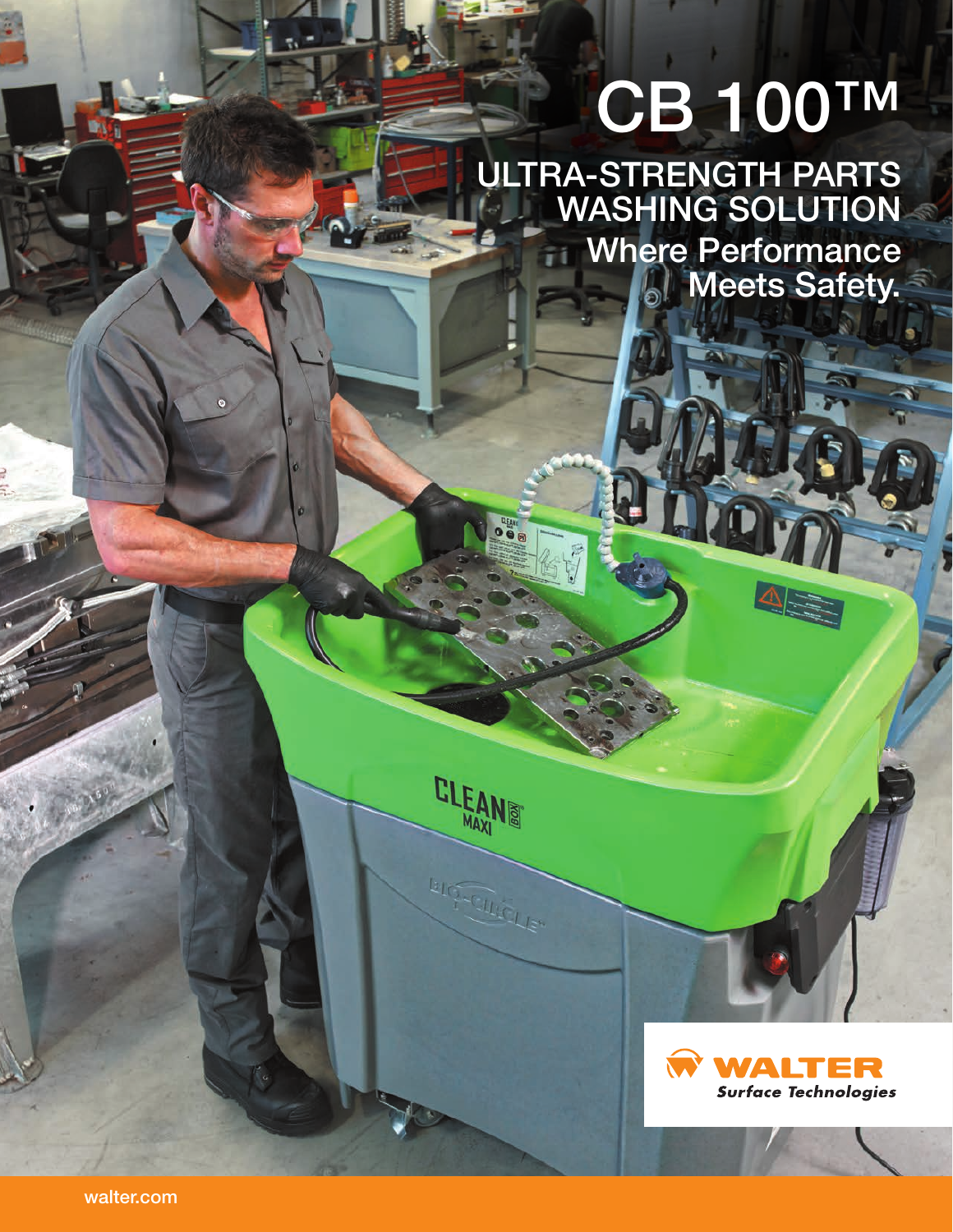# CB 100™

## ULTRA-STRENGTH PARTS WASHING SOLUTION

### Where Performance Meets Safety.

WALTER
*Surface Technologies*

walter.com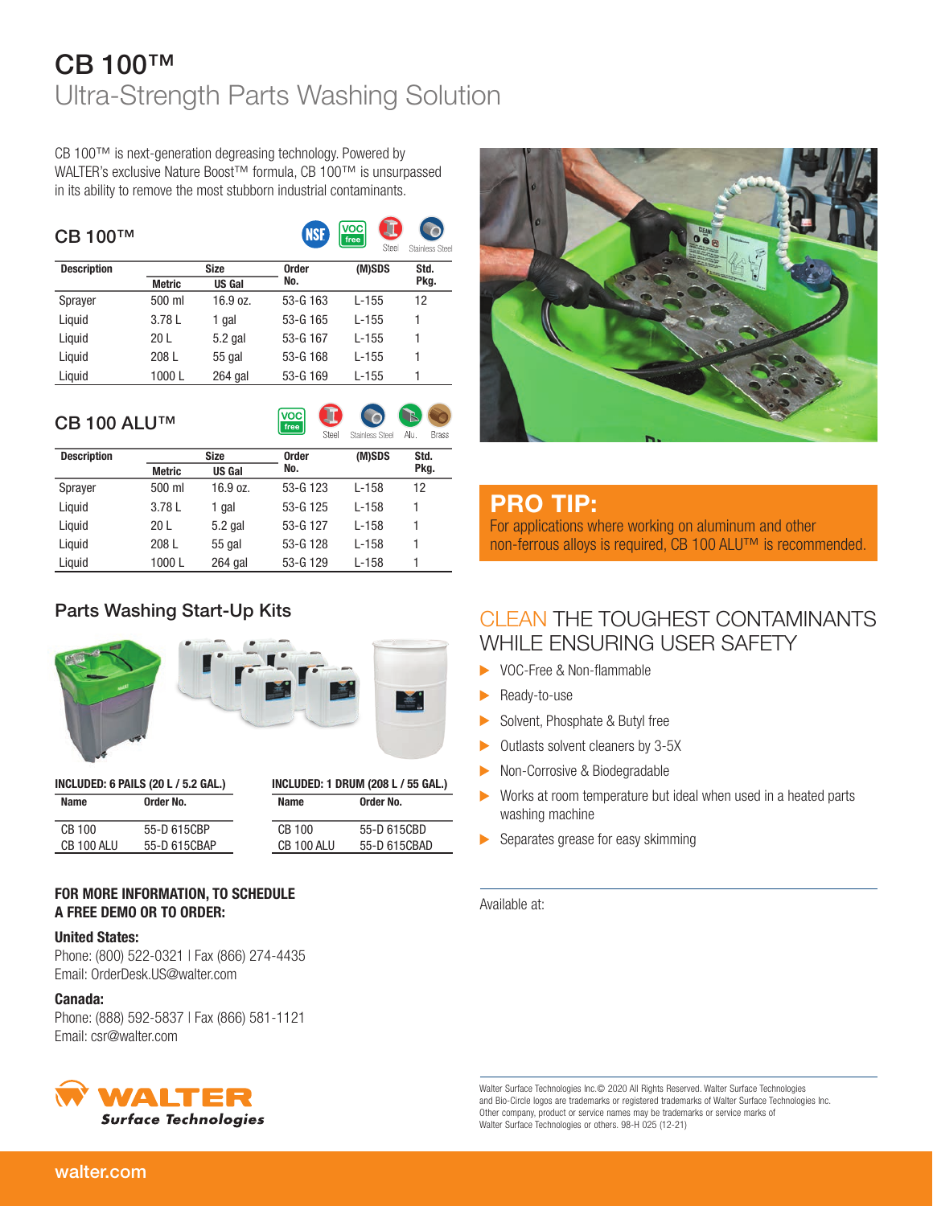# CB 100™

## Ultra-Strength Parts Washing Solution

CB 100™ is next-generation degreasing technology. Powered by WALTER's exclusive Nature Boost™ formula, CB 100™ is unsurpassed in its ability to remove the most stubborn industrial contaminants.

### CB 100™

NSF · VOC free · Steel · Stainless Steel

| Description | Size | | Order No. | (M)SDS | Std. Pkg. |
|---|---|---|---|---|---|
| | Metric | US Gal | | | |
| Sprayer | 500 ml | 16.9 oz. | 53-G 163 | L-155 | 12 |
| Liquid | 3.78 L | 1 gal | 53-G 165 | L-155 | 1 |
| Liquid | 20 L | 5.2 gal | 53-G 167 | L-155 | 1 |
| Liquid | 208 L | 55 gal | 53-G 168 | L-155 | 1 |
| Liquid | 1000 L | 264 gal | 53-G 169 | L-155 | 1 |

### CB 100 ALU™

VOC free · Steel · Stainless Steel · Alu. · Brass

| Description | Size | | Order No. | (M)SDS | Std. Pkg. |
|---|---|---|---|---|---|
| | Metric | US Gal | | | |
| Sprayer | 500 ml | 16.9 oz. | 53-G 123 | L-158 | 12 |
| Liquid | 3.78 L | 1 gal | 53-G 125 | L-158 | 1 |
| Liquid | 20 L | 5.2 gal | 53-G 127 | L-158 | 1 |
| Liquid | 208 L | 55 gal | 53-G 128 | L-158 | 1 |
| Liquid | 1000 L | 264 gal | 53-G 129 | L-158 | 1 |

### Parts Washing Start-Up Kits

**INCLUDED: 6 PAILS (20 L / 5.2 GAL.)**

| Name | Order No. |
|---|---|
| CB 100 | 55-D 615CBP |
| CB 100 ALU | 55-D 615CBAP |

**INCLUDED: 1 DRUM (208 L / 55 GAL.)**

| Name | Order No. |
|---|---|
| CB 100 | 55-D 615CBD |
| CB 100 ALU | 55-D 615CBAD |

**PRO TIP:**
For applications where working on aluminum and other non-ferrous alloys is required, CB 100 ALU™ is recommended.

## CLEAN THE TOUGHEST CONTAMINANTS WHILE ENSURING USER SAFETY

- VOC-Free & Non-flammable
- Ready-to-use
- Solvent, Phosphate & Butyl free
- Outlasts solvent cleaners by 3-5X
- Non-Corrosive & Biodegradable
- Works at room temperature but ideal when used in a heated parts washing machine
- Separates grease for easy skimming

**FOR MORE INFORMATION, TO SCHEDULE A FREE DEMO OR TO ORDER:**

**United States:**
Phone: (800) 522-0321 | Fax (866) 274-4435
Email: OrderDesk.US@walter.com

**Canada:**
Phone: (888) 592-5837 | Fax (866) 581-1121
Email: csr@walter.com

Available at:

WALTER Surface Technologies

Walter Surface Technologies Inc.© 2020 All Rights Reserved. Walter Surface Technologies and Bio-Circle logos are trademarks or registered trademarks of Walter Surface Technologies Inc. Other company, product or service names may be trademarks or service marks of Walter Surface Technologies or others. 98-H 025 (12-21)

walter.com